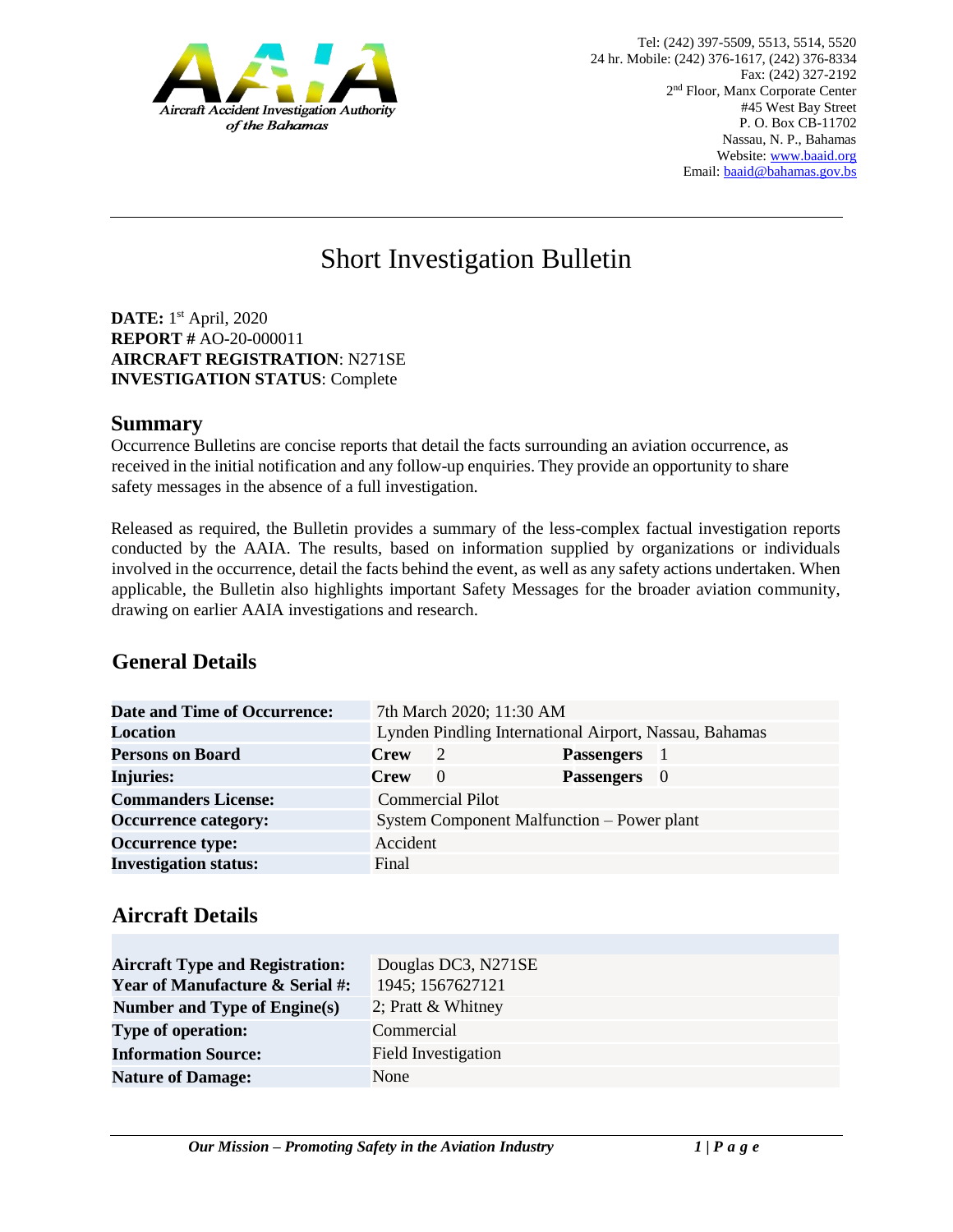Tel: (242) 397-5509, 5513, 5514, 5520
24 hr. Mobile: (242) 376-1617, (242) 376-8334
Fax: (242) 327-2192
2nd Floor, Manx Corporate Center
#45 West Bay Street
P. O. Box CB-11702
Nassau, N. P., Bahamas
Website: www.baaid.org
Email: baaid@bahamas.gov.bs

# Short Investigation Bulletin

**DATE:** 1st April, 2020
**REPORT #** AO-20-000011
**AIRCRAFT REGISTRATION**: N271SE
**INVESTIGATION STATUS**: Complete

## Summary

Occurrence Bulletins are concise reports that detail the facts surrounding an aviation occurrence, as received in the initial notification and any follow-up enquiries. They provide an opportunity to share safety messages in the absence of a full investigation.

Released as required, the Bulletin provides a summary of the less-complex factual investigation reports conducted by the AAIA. The results, based on information supplied by organizations or individuals involved in the occurrence, detail the facts behind the event, as well as any safety actions undertaken. When applicable, the Bulletin also highlights important Safety Messages for the broader aviation community, drawing on earlier AAIA investigations and research.

## General Details

| | | | | |
|---|---|---|---|---|
| **Date and Time of Occurrence:** | 7th March 2020; 11:30 AM | | | |
| **Location** | Lynden Pindling International Airport, Nassau, Bahamas | | | |
| **Persons on Board** | **Crew** | 2 | **Passengers** | 1 |
| **Injuries:** | **Crew** | 0 | **Passengers** | 0 |
| **Commanders License:** | Commercial Pilot | | | |
| **Occurrence category:** | System Component Malfunction – Power plant | | | |
| **Occurrence type:** | Accident | | | |
| **Investigation status:** | Final | | | |

## Aircraft Details

| | |
|---|---|
| **Aircraft Type and Registration:** | Douglas DC3, N271SE |
| **Year of Manufacture & Serial #:** | 1945; 1567627121 |
| **Number and Type of Engine(s)** | 2; Pratt & Whitney |
| **Type of operation:** | Commercial |
| **Information Source:** | Field Investigation |
| **Nature of Damage:** | None |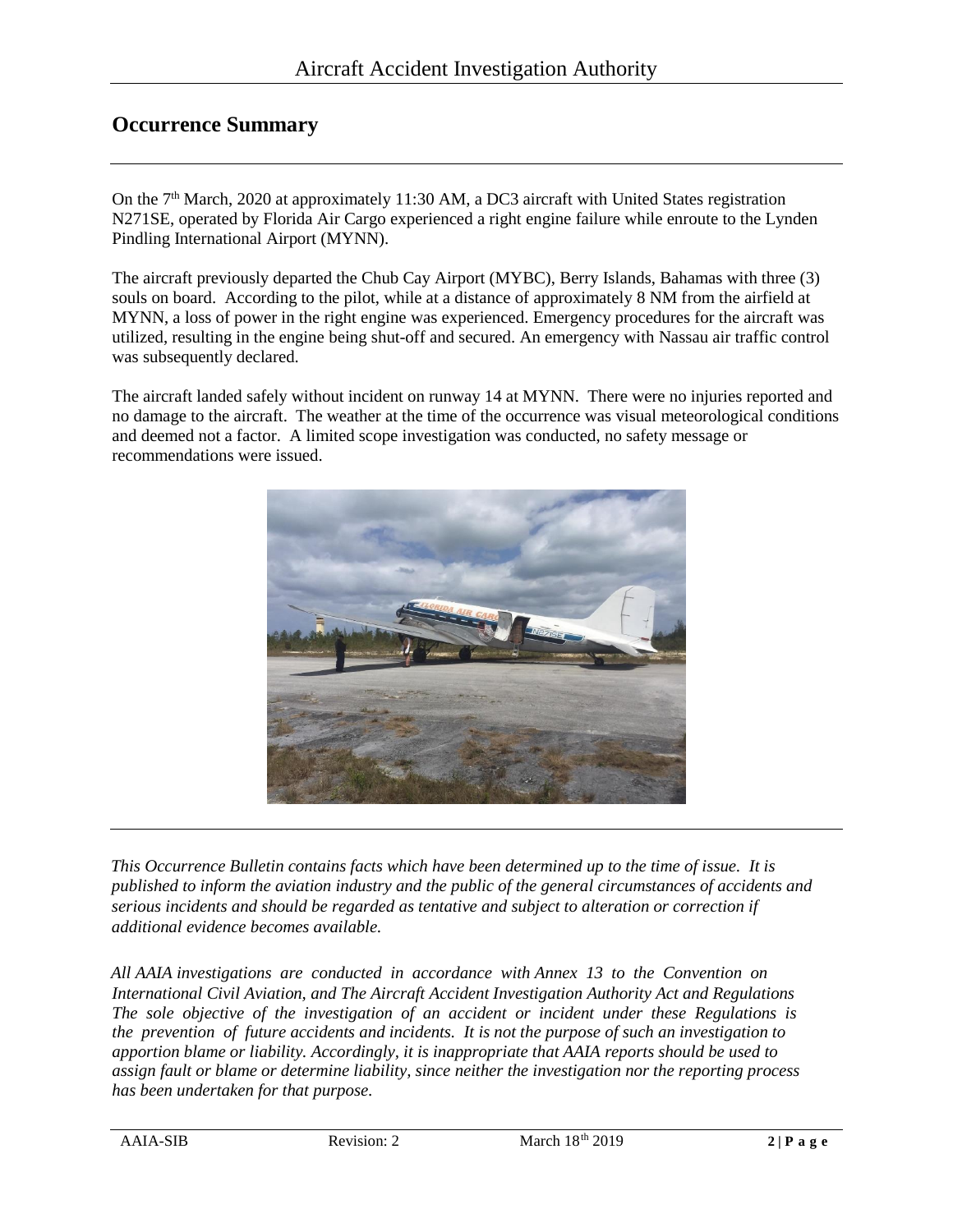## Occurrence Summary

On the 7th March, 2020 at approximately 11:30 AM, a DC3 aircraft with United States registration N271SE, operated by Florida Air Cargo experienced a right engine failure while enroute to the Lynden Pindling International Airport (MYNN).

The aircraft previously departed the Chub Cay Airport (MYBC), Berry Islands, Bahamas with three (3) souls on board. According to the pilot, while at a distance of approximately 8 NM from the airfield at MYNN, a loss of power in the right engine was experienced. Emergency procedures for the aircraft was utilized, resulting in the engine being shut-off and secured. An emergency with Nassau air traffic control was subsequently declared.

The aircraft landed safely without incident on runway 14 at MYNN. There were no injuries reported and no damage to the aircraft. The weather at the time of the occurrence was visual meteorological conditions and deemed not a factor. A limited scope investigation was conducted, no safety message or recommendations were issued.

*This Occurrence Bulletin contains facts which have been determined up to the time of issue. It is published to inform the aviation industry and the public of the general circumstances of accidents and serious incidents and should be regarded as tentative and subject to alteration or correction if additional evidence becomes available.*

*All AAIA investigations are conducted in accordance with Annex 13 to the Convention on International Civil Aviation, and The Aircraft Accident Investigation Authority Act and Regulations The sole objective of the investigation of an accident or incident under these Regulations is the prevention of future accidents and incidents. It is not the purpose of such an investigation to apportion blame or liability. Accordingly, it is inappropriate that AAIA reports should be used to assign fault or blame or determine liability, since neither the investigation nor the reporting process has been undertaken for that purpose.*